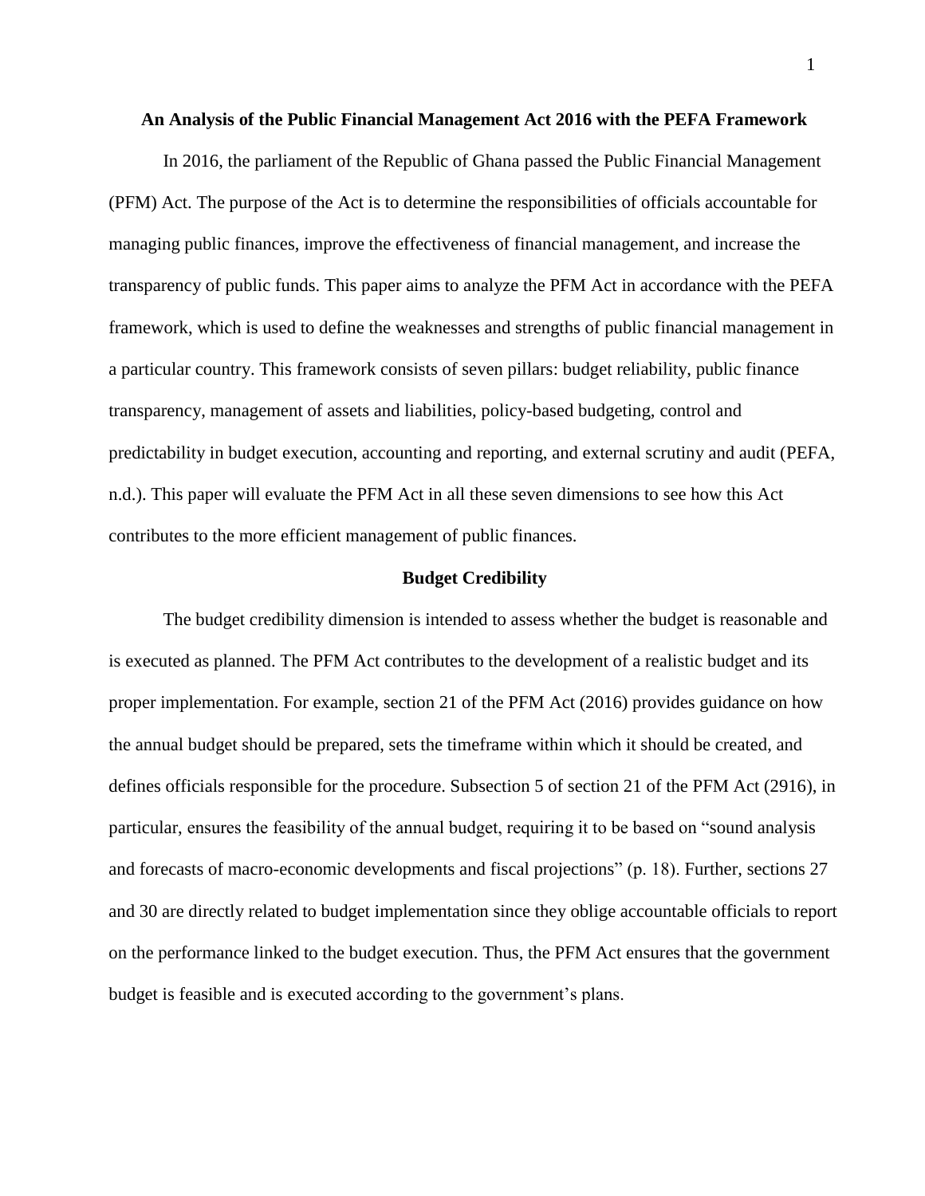# An Analysis of the Public Financial Management Act 2016 with the PEFA Framework

In 2016, the parliament of the Republic of Ghana passed the Public Financial Management (PFM) Act. The purpose of the Act is to determine the responsibilities of officials accountable for managing public finances, improve the effectiveness of financial management, and increase the transparency of public funds. This paper aims to analyze the PFM Act in accordance with the PEFA framework, which is used to define the weaknesses and strengths of public financial management in a particular country. This framework consists of seven pillars: budget reliability, public finance transparency, management of assets and liabilities, policy-based budgeting, control and predictability in budget execution, accounting and reporting, and external scrutiny and audit (PEFA, n.d.). This paper will evaluate the PFM Act in all these seven dimensions to see how this Act contributes to the more efficient management of public finances.

## Budget Credibility

The budget credibility dimension is intended to assess whether the budget is reasonable and is executed as planned. The PFM Act contributes to the development of a realistic budget and its proper implementation. For example, section 21 of the PFM Act (2016) provides guidance on how the annual budget should be prepared, sets the timeframe within which it should be created, and defines officials responsible for the procedure. Subsection 5 of section 21 of the PFM Act (2916), in particular, ensures the feasibility of the annual budget, requiring it to be based on "sound analysis and forecasts of macro-economic developments and fiscal projections" (p. 18). Further, sections 27 and 30 are directly related to budget implementation since they oblige accountable officials to report on the performance linked to the budget execution. Thus, the PFM Act ensures that the government budget is feasible and is executed according to the government's plans.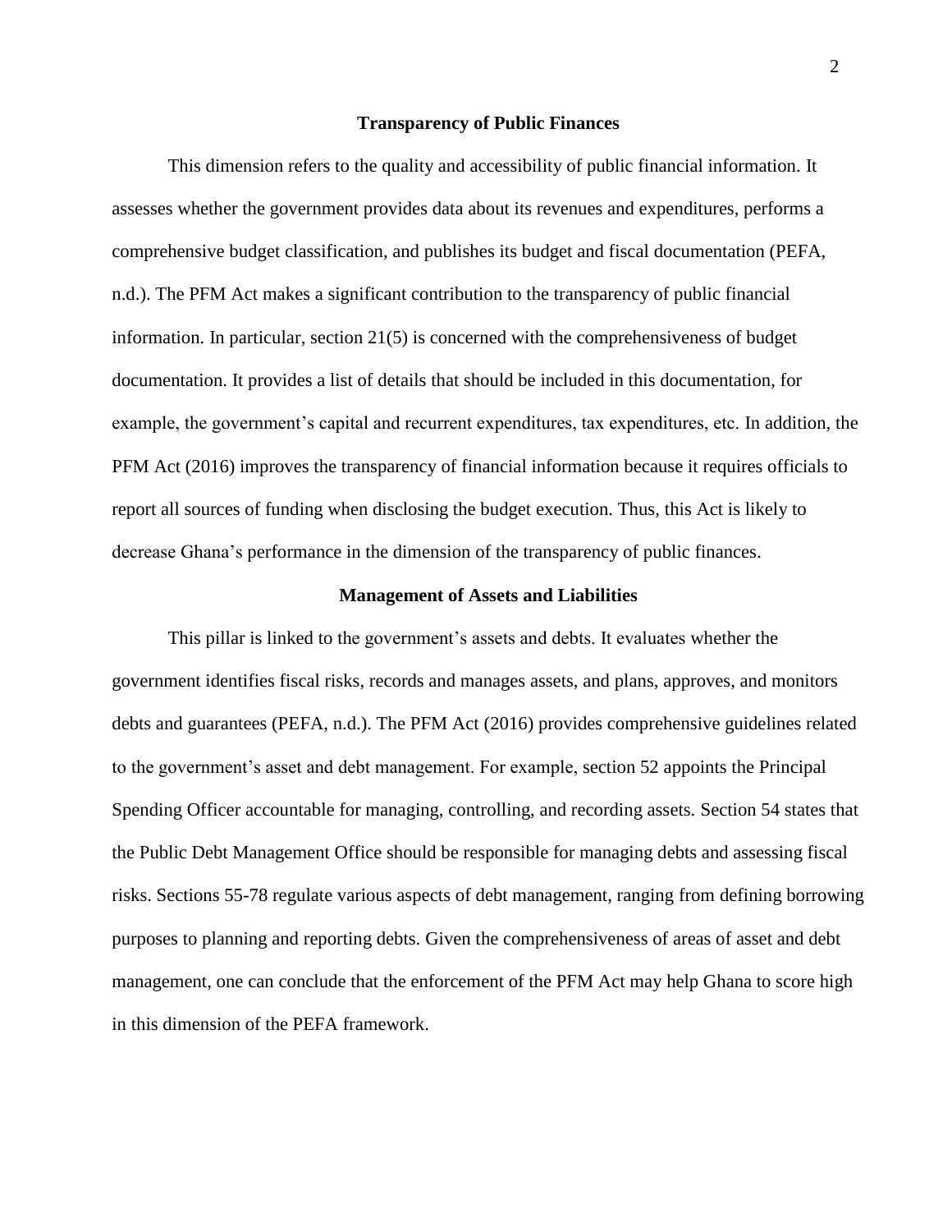## Transparency of Public Finances

This dimension refers to the quality and accessibility of public financial information. It assesses whether the government provides data about its revenues and expenditures, performs a comprehensive budget classification, and publishes its budget and fiscal documentation (PEFA, n.d.). The PFM Act makes a significant contribution to the transparency of public financial information. In particular, section 21(5) is concerned with the comprehensiveness of budget documentation. It provides a list of details that should be included in this documentation, for example, the government's capital and recurrent expenditures, tax expenditures, etc. In addition, the PFM Act (2016) improves the transparency of financial information because it requires officials to report all sources of funding when disclosing the budget execution. Thus, this Act is likely to decrease Ghana's performance in the dimension of the transparency of public finances.

## Management of Assets and Liabilities

This pillar is linked to the government's assets and debts. It evaluates whether the government identifies fiscal risks, records and manages assets, and plans, approves, and monitors debts and guarantees (PEFA, n.d.). The PFM Act (2016) provides comprehensive guidelines related to the government's asset and debt management. For example, section 52 appoints the Principal Spending Officer accountable for managing, controlling, and recording assets. Section 54 states that the Public Debt Management Office should be responsible for managing debts and assessing fiscal risks. Sections 55-78 regulate various aspects of debt management, ranging from defining borrowing purposes to planning and reporting debts. Given the comprehensiveness of areas of asset and debt management, one can conclude that the enforcement of the PFM Act may help Ghana to score high in this dimension of the PEFA framework.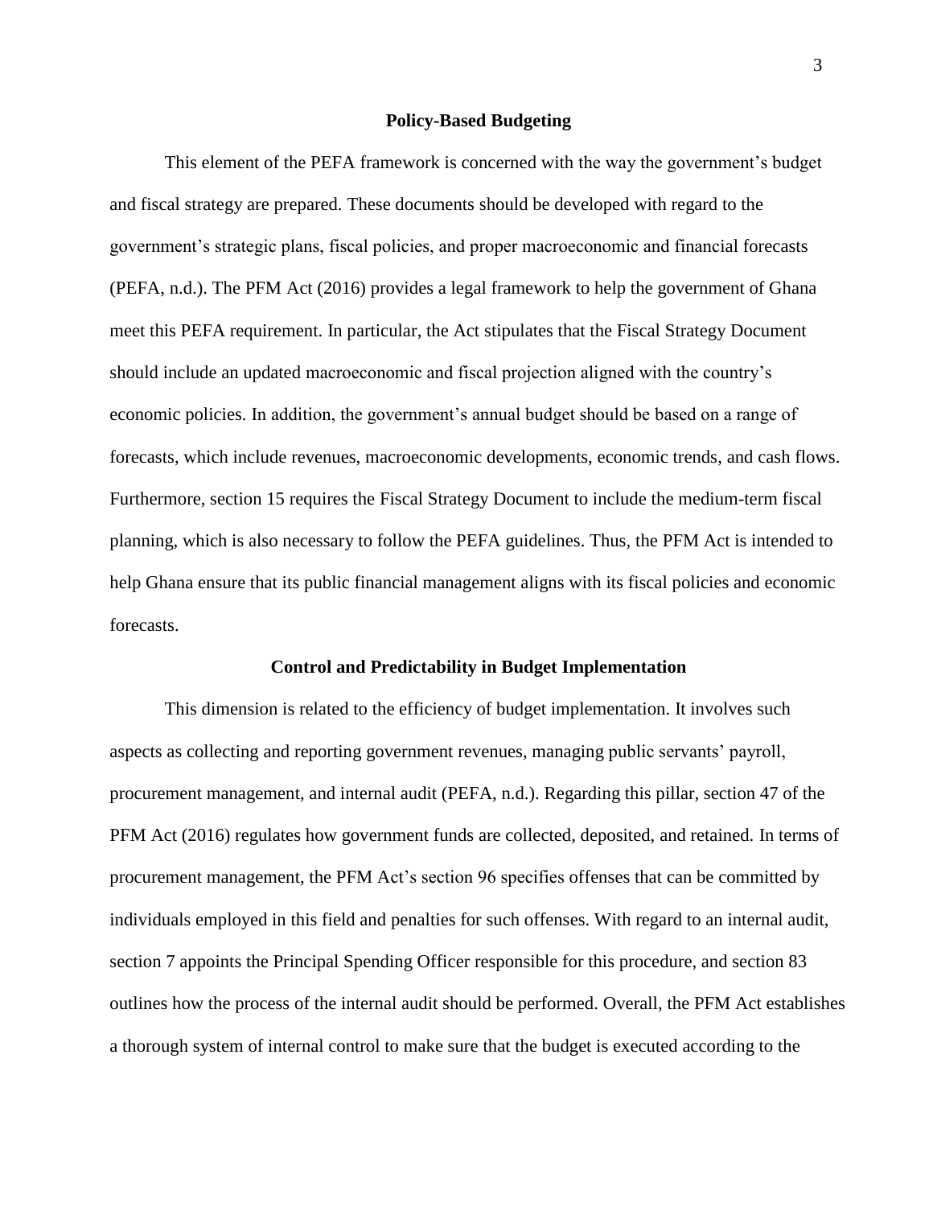## Policy-Based Budgeting

This element of the PEFA framework is concerned with the way the government's budget and fiscal strategy are prepared. These documents should be developed with regard to the government's strategic plans, fiscal policies, and proper macroeconomic and financial forecasts (PEFA, n.d.). The PFM Act (2016) provides a legal framework to help the government of Ghana meet this PEFA requirement. In particular, the Act stipulates that the Fiscal Strategy Document should include an updated macroeconomic and fiscal projection aligned with the country's economic policies. In addition, the government's annual budget should be based on a range of forecasts, which include revenues, macroeconomic developments, economic trends, and cash flows. Furthermore, section 15 requires the Fiscal Strategy Document to include the medium-term fiscal planning, which is also necessary to follow the PEFA guidelines. Thus, the PFM Act is intended to help Ghana ensure that its public financial management aligns with its fiscal policies and economic forecasts.

## Control and Predictability in Budget Implementation

This dimension is related to the efficiency of budget implementation. It involves such aspects as collecting and reporting government revenues, managing public servants' payroll, procurement management, and internal audit (PEFA, n.d.). Regarding this pillar, section 47 of the PFM Act (2016) regulates how government funds are collected, deposited, and retained. In terms of procurement management, the PFM Act's section 96 specifies offenses that can be committed by individuals employed in this field and penalties for such offenses. With regard to an internal audit, section 7 appoints the Principal Spending Officer responsible for this procedure, and section 83 outlines how the process of the internal audit should be performed. Overall, the PFM Act establishes a thorough system of internal control to make sure that the budget is executed according to the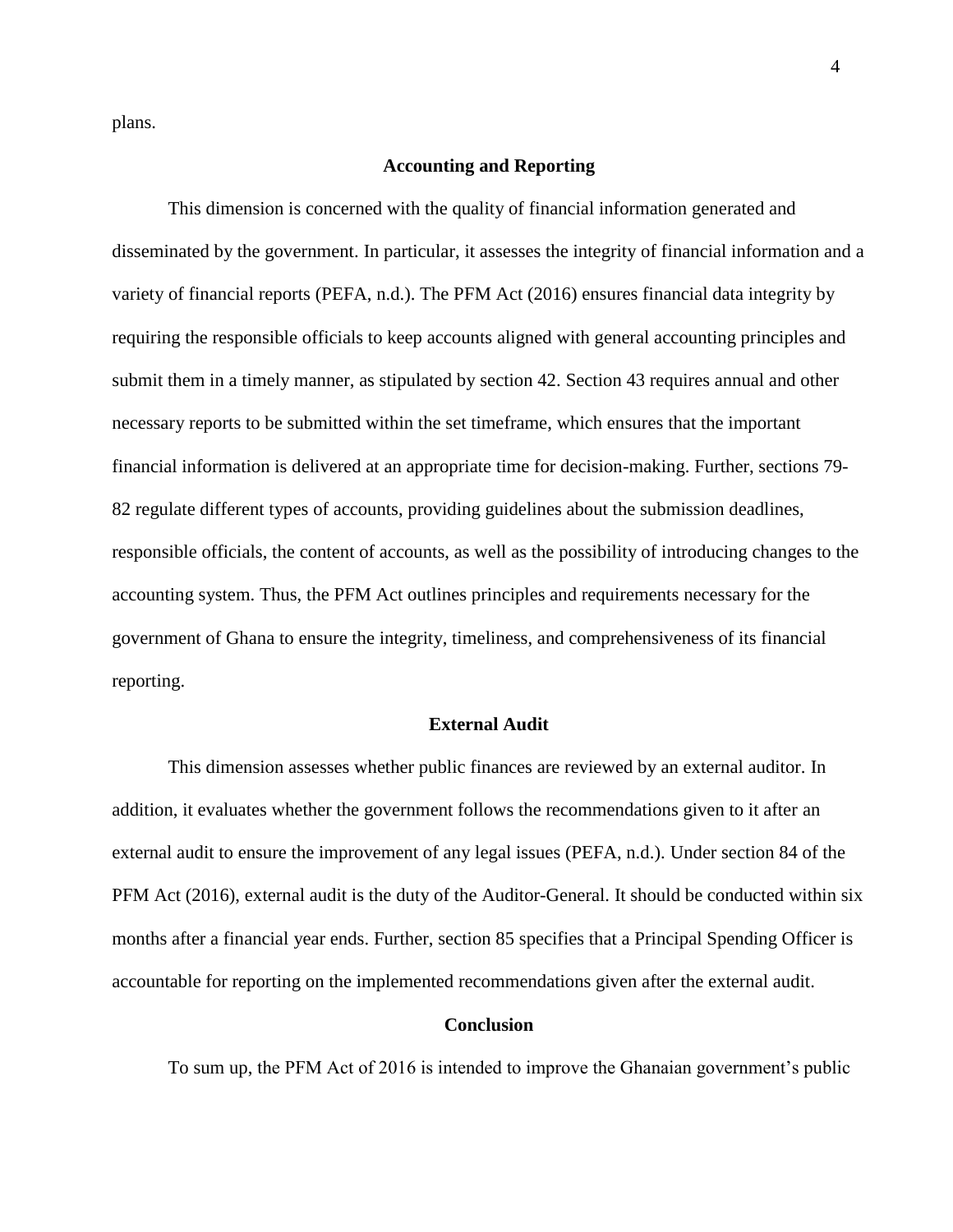plans.

## Accounting and Reporting

This dimension is concerned with the quality of financial information generated and disseminated by the government. In particular, it assesses the integrity of financial information and a variety of financial reports (PEFA, n.d.). The PFM Act (2016) ensures financial data integrity by requiring the responsible officials to keep accounts aligned with general accounting principles and submit them in a timely manner, as stipulated by section 42. Section 43 requires annual and other necessary reports to be submitted within the set timeframe, which ensures that the important financial information is delivered at an appropriate time for decision-making. Further, sections 79-82 regulate different types of accounts, providing guidelines about the submission deadlines, responsible officials, the content of accounts, as well as the possibility of introducing changes to the accounting system. Thus, the PFM Act outlines principles and requirements necessary for the government of Ghana to ensure the integrity, timeliness, and comprehensiveness of its financial reporting.

## External Audit

This dimension assesses whether public finances are reviewed by an external auditor. In addition, it evaluates whether the government follows the recommendations given to it after an external audit to ensure the improvement of any legal issues (PEFA, n.d.). Under section 84 of the PFM Act (2016), external audit is the duty of the Auditor-General. It should be conducted within six months after a financial year ends. Further, section 85 specifies that a Principal Spending Officer is accountable for reporting on the implemented recommendations given after the external audit.

## Conclusion

To sum up, the PFM Act of 2016 is intended to improve the Ghanaian government's public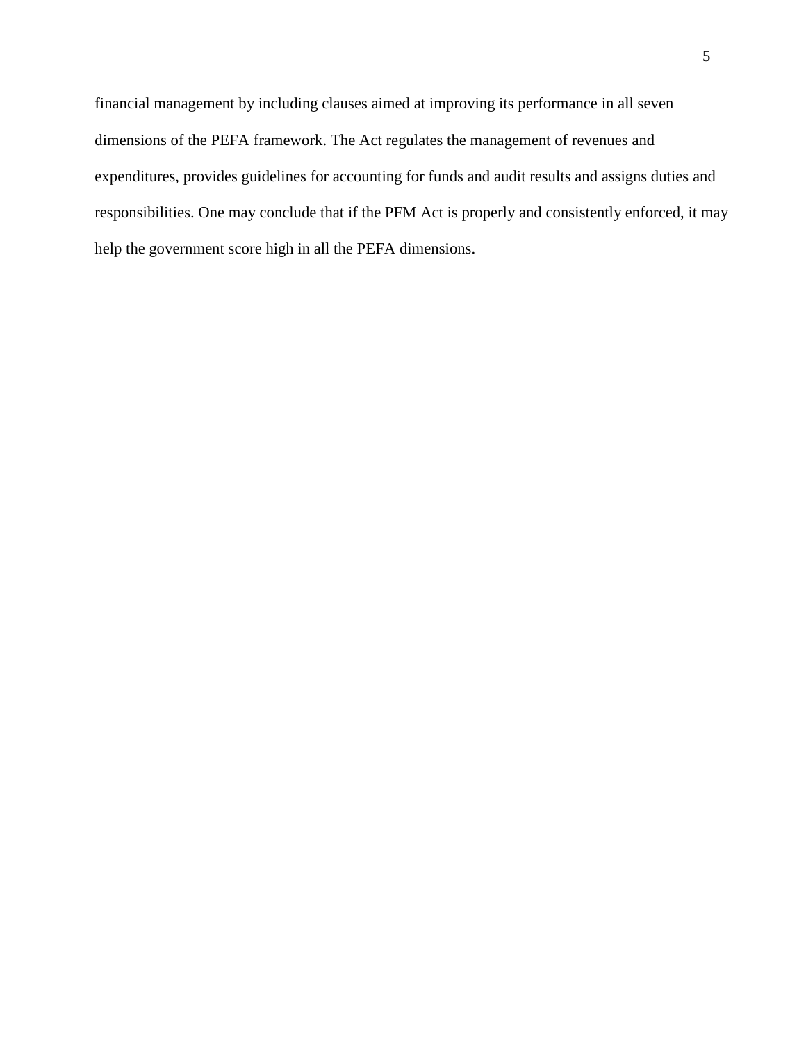financial management by including clauses aimed at improving its performance in all seven dimensions of the PEFA framework. The Act regulates the management of revenues and expenditures, provides guidelines for accounting for funds and audit results and assigns duties and responsibilities. One may conclude that if the PFM Act is properly and consistently enforced, it may help the government score high in all the PEFA dimensions.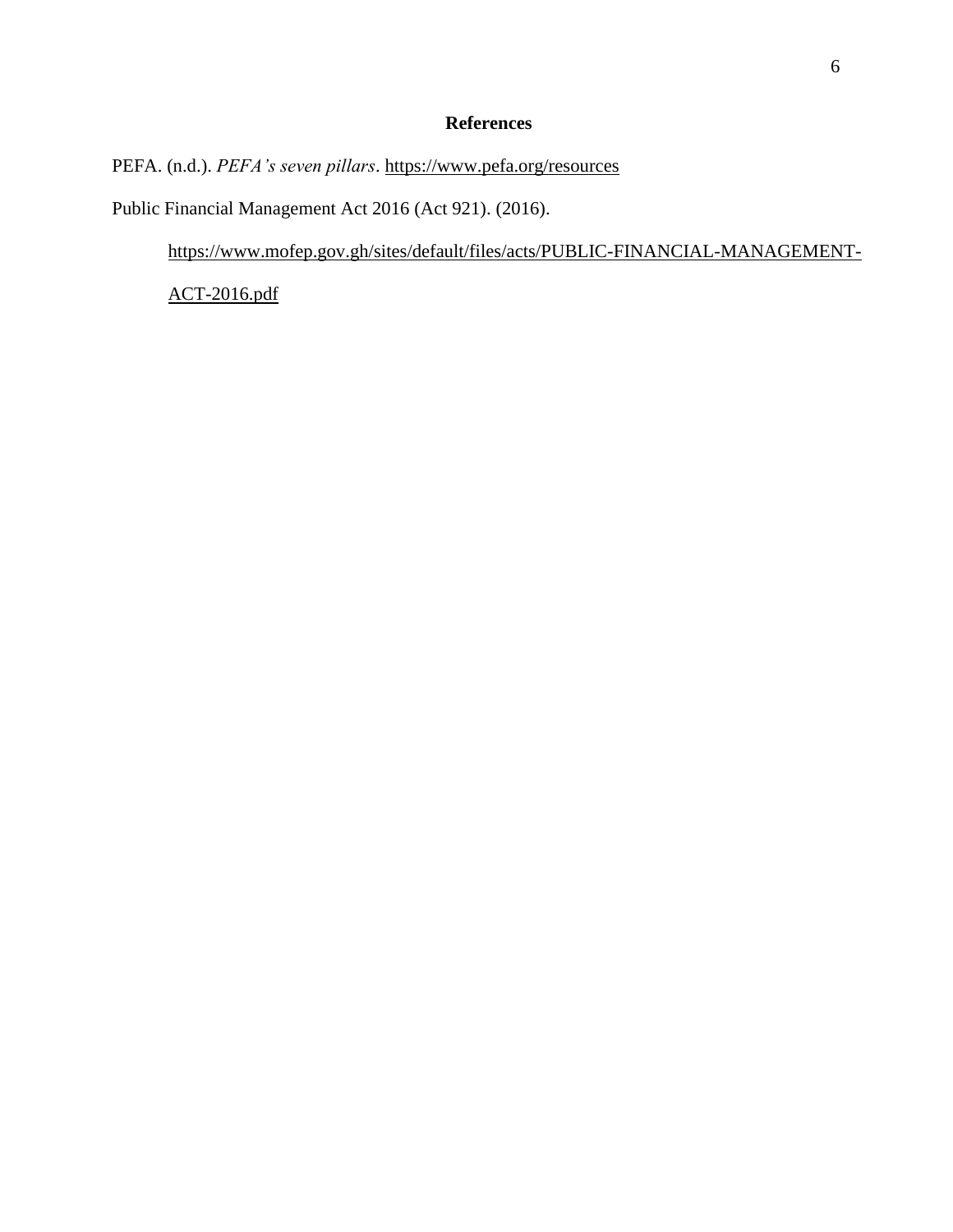# References

PEFA. (n.d.). *PEFA's seven pillars*. https://www.pefa.org/resources

Public Financial Management Act 2016 (Act 921). (2016). https://www.mofep.gov.gh/sites/default/files/acts/PUBLIC-FINANCIAL-MANAGEMENT-ACT-2016.pdf